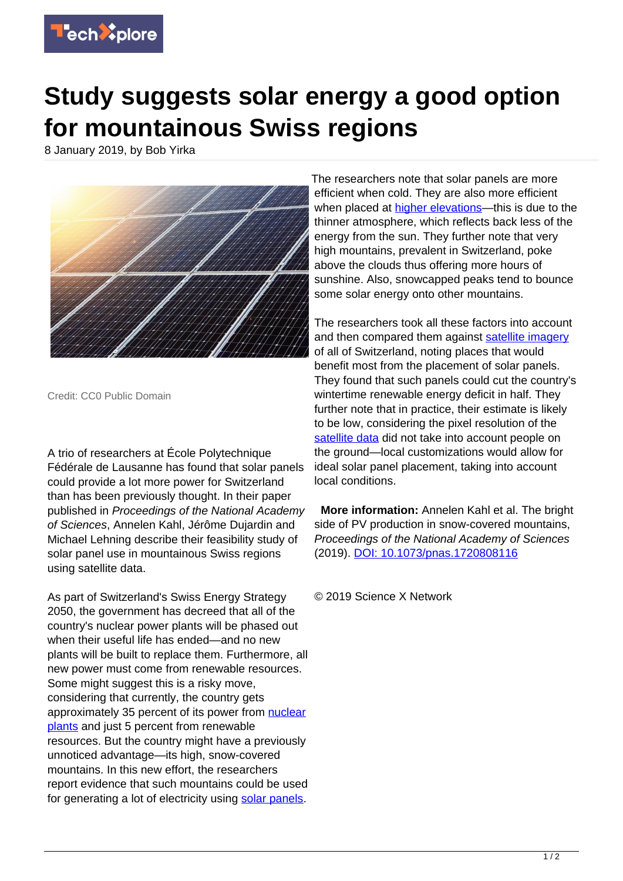# Study suggests solar energy a good option for mountainous Swiss regions

8 January 2019, by Bob Yirka

Credit: CC0 Public Domain

A trio of researchers at École Polytechnique Fédérale de Lausanne has found that solar panels could provide a lot more power for Switzerland than has been previously thought. In their paper published in *Proceedings of the National Academy of Sciences*, Annelen Kahl, Jérôme Dujardin and Michael Lehning describe their feasibility study of solar panel use in mountainous Swiss regions using satellite data.

As part of Switzerland's Swiss Energy Strategy 2050, the government has decreed that all of the country's nuclear power plants will be phased out when their useful life has ended—and no new plants will be built to replace them. Furthermore, all new power must come from renewable resources. Some might suggest this is a risky move, considering that currently, the country gets approximately 35 percent of its power from nuclear plants and just 5 percent from renewable resources. But the country might have a previously unnoticed advantage—its high, snow-covered mountains. In this new effort, the researchers report evidence that such mountains could be used for generating a lot of electricity using solar panels.

The researchers note that solar panels are more efficient when cold. They are also more efficient when placed at higher elevations—this is due to the thinner atmosphere, which reflects back less of the energy from the sun. They further note that very high mountains, prevalent in Switzerland, poke above the clouds thus offering more hours of sunshine. Also, snowcapped peaks tend to bounce some solar energy onto other mountains.

The researchers took all these factors into account and then compared them against satellite imagery of all of Switzerland, noting places that would benefit most from the placement of solar panels. They found that such panels could cut the country's wintertime renewable energy deficit in half. They further note that in practice, their estimate is likely to be low, considering the pixel resolution of the satellite data did not take into account people on the ground—local customizations would allow for ideal solar panel placement, taking into account local conditions.

**More information:** Annelen Kahl et al. The bright side of PV production in snow-covered mountains, *Proceedings of the National Academy of Sciences* (2019). DOI: 10.1073/pnas.1720808116

© 2019 Science X Network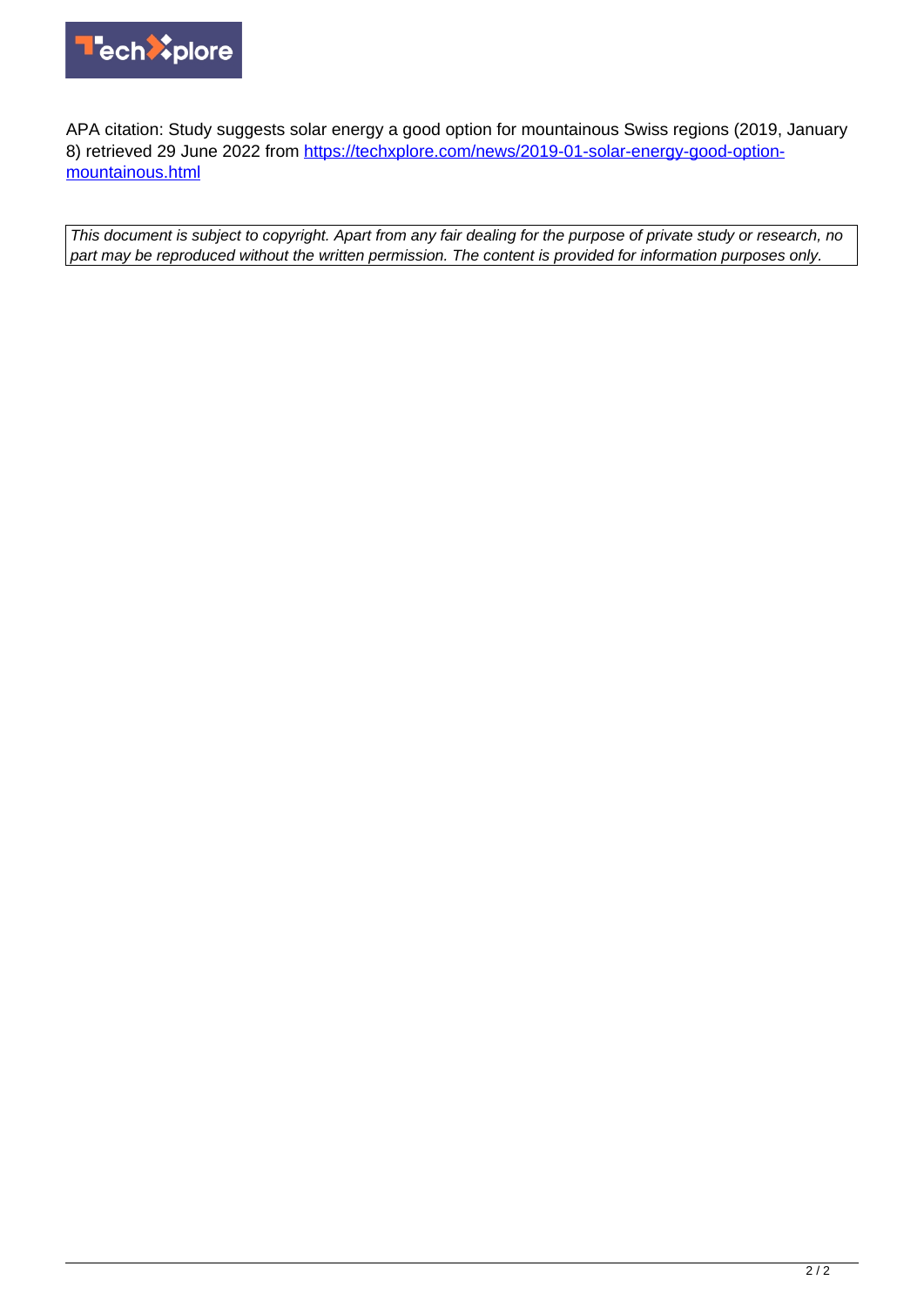APA citation: Study suggests solar energy a good option for mountainous Swiss regions (2019, January 8) retrieved 29 June 2022 from https://techxplore.com/news/2019-01-solar-energy-good-option-mountainous.html

*This document is subject to copyright. Apart from any fair dealing for the purpose of private study or research, no part may be reproduced without the written permission. The content is provided for information purposes only.*